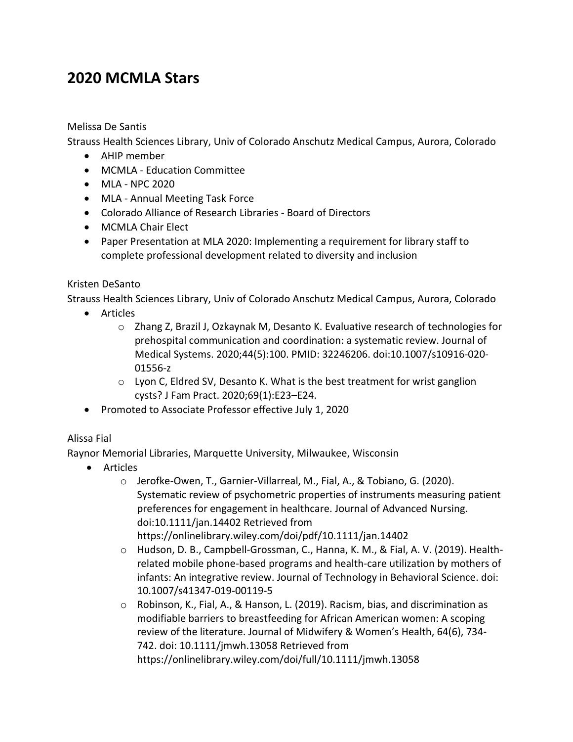# 2020 MCMLA Stars

Melissa De Santis
Strauss Health Sciences Library, Univ of Colorado Anschutz Medical Campus, Aurora, Colorado

- AHIP member
- MCMLA - Education Committee
- MLA - NPC 2020
- MLA - Annual Meeting Task Force
- Colorado Alliance of Research Libraries - Board of Directors
- MCMLA Chair Elect
- Paper Presentation at MLA 2020: Implementing a requirement for library staff to complete professional development related to diversity and inclusion

Kristen DeSanto
Strauss Health Sciences Library, Univ of Colorado Anschutz Medical Campus, Aurora, Colorado

- Articles
  - Zhang Z, Brazil J, Ozkaynak M, Desanto K. Evaluative research of technologies for prehospital communication and coordination: a systematic review. Journal of Medical Systems. 2020;44(5):100. PMID: 32246206. doi:10.1007/s10916-020-01556-z
  - Lyon C, Eldred SV, Desanto K. What is the best treatment for wrist ganglion cysts? J Fam Pract. 2020;69(1):E23–E24.
- Promoted to Associate Professor effective July 1, 2020

Alissa Fial
Raynor Memorial Libraries, Marquette University, Milwaukee, Wisconsin

- Articles
  - Jerofke-Owen, T., Garnier-Villarreal, M., Fial, A., & Tobiano, G. (2020). Systematic review of psychometric properties of instruments measuring patient preferences for engagement in healthcare. Journal of Advanced Nursing. doi:10.1111/jan.14402 Retrieved from https://onlinelibrary.wiley.com/doi/pdf/10.1111/jan.14402
  - Hudson, D. B., Campbell-Grossman, C., Hanna, K. M., & Fial, A. V. (2019). Health-related mobile phone-based programs and health-care utilization by mothers of infants: An integrative review. Journal of Technology in Behavioral Science. doi: 10.1007/s41347-019-00119-5
  - Robinson, K., Fial, A., & Hanson, L. (2019). Racism, bias, and discrimination as modifiable barriers to breastfeeding for African American women: A scoping review of the literature. Journal of Midwifery & Women's Health, 64(6), 734-742. doi: 10.1111/jmwh.13058 Retrieved from https://onlinelibrary.wiley.com/doi/full/10.1111/jmwh.13058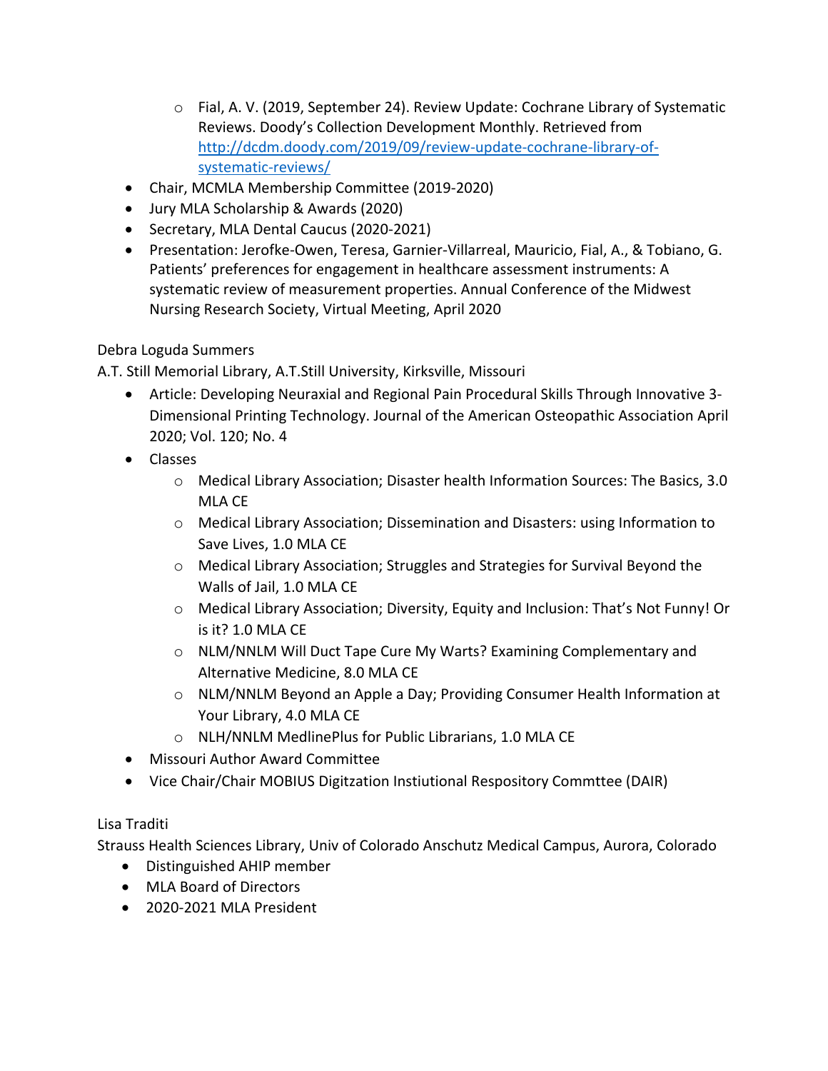- Fial, A. V. (2019, September 24). Review Update: Cochrane Library of Systematic Reviews. Doody's Collection Development Monthly. Retrieved from [http://dcdm.doody.com/2019/09/review-update-cochrane-library-of-systematic-reviews/](http://dcdm.doody.com/2019/09/review-update-cochrane-library-of-systematic-reviews/)
- Chair, MCMLA Membership Committee (2019-2020)
- Jury MLA Scholarship & Awards (2020)
- Secretary, MLA Dental Caucus (2020-2021)
- Presentation: Jerofke-Owen, Teresa, Garnier-Villarreal, Mauricio, Fial, A., & Tobiano, G. Patients' preferences for engagement in healthcare assessment instruments: A systematic review of measurement properties. Annual Conference of the Midwest Nursing Research Society, Virtual Meeting, April 2020

Debra Loguda Summers
A.T. Still Memorial Library, A.T.Still University, Kirksville, Missouri

- Article: Developing Neuraxial and Regional Pain Procedural Skills Through Innovative 3-Dimensional Printing Technology. Journal of the American Osteopathic Association April 2020; Vol. 120; No. 4
- Classes
    - Medical Library Association; Disaster health Information Sources: The Basics, 3.0 MLA CE
    - Medical Library Association; Dissemination and Disasters: using Information to Save Lives, 1.0 MLA CE
    - Medical Library Association; Struggles and Strategies for Survival Beyond the Walls of Jail, 1.0 MLA CE
    - Medical Library Association; Diversity, Equity and Inclusion: That's Not Funny! Or is it? 1.0 MLA CE
    - NLM/NNLM Will Duct Tape Cure My Warts? Examining Complementary and Alternative Medicine, 8.0 MLA CE
    - NLM/NNLM Beyond an Apple a Day; Providing Consumer Health Information at Your Library, 4.0 MLA CE
    - NLH/NNLM MedlinePlus for Public Librarians, 1.0 MLA CE
- Missouri Author Award Committee
- Vice Chair/Chair MOBIUS Digitzation Instiutional Respository Commttee (DAIR)

Lisa Traditi
Strauss Health Sciences Library, Univ of Colorado Anschutz Medical Campus, Aurora, Colorado

- Distinguished AHIP member
- MLA Board of Directors
- 2020-2021 MLA President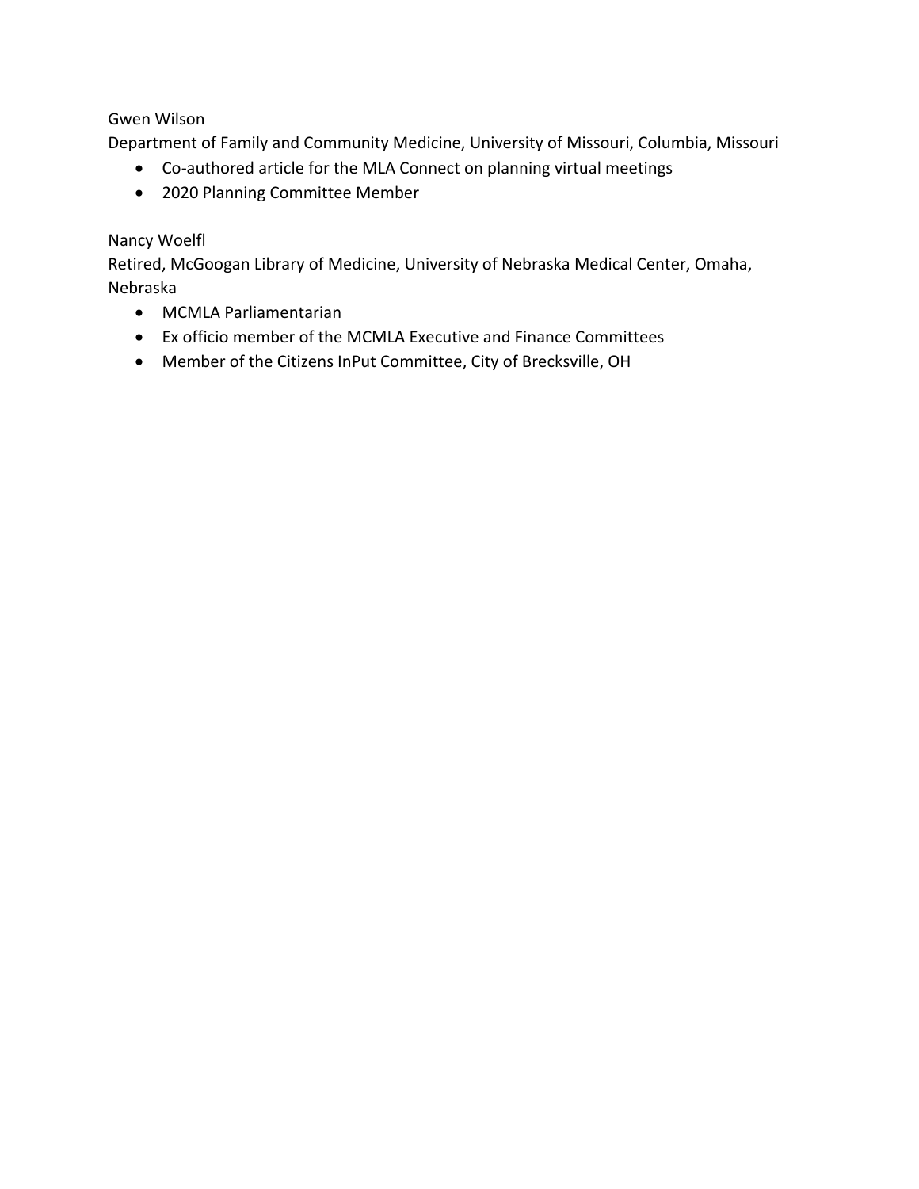Gwen Wilson
Department of Family and Community Medicine, University of Missouri, Columbia, Missouri

- Co-authored article for the MLA Connect on planning virtual meetings
- 2020 Planning Committee Member

Nancy Woelfl
Retired, McGoogan Library of Medicine, University of Nebraska Medical Center, Omaha, Nebraska

- MCMLA Parliamentarian
- Ex officio member of the MCMLA Executive and Finance Committees
- Member of the Citizens InPut Committee, City of Brecksville, OH